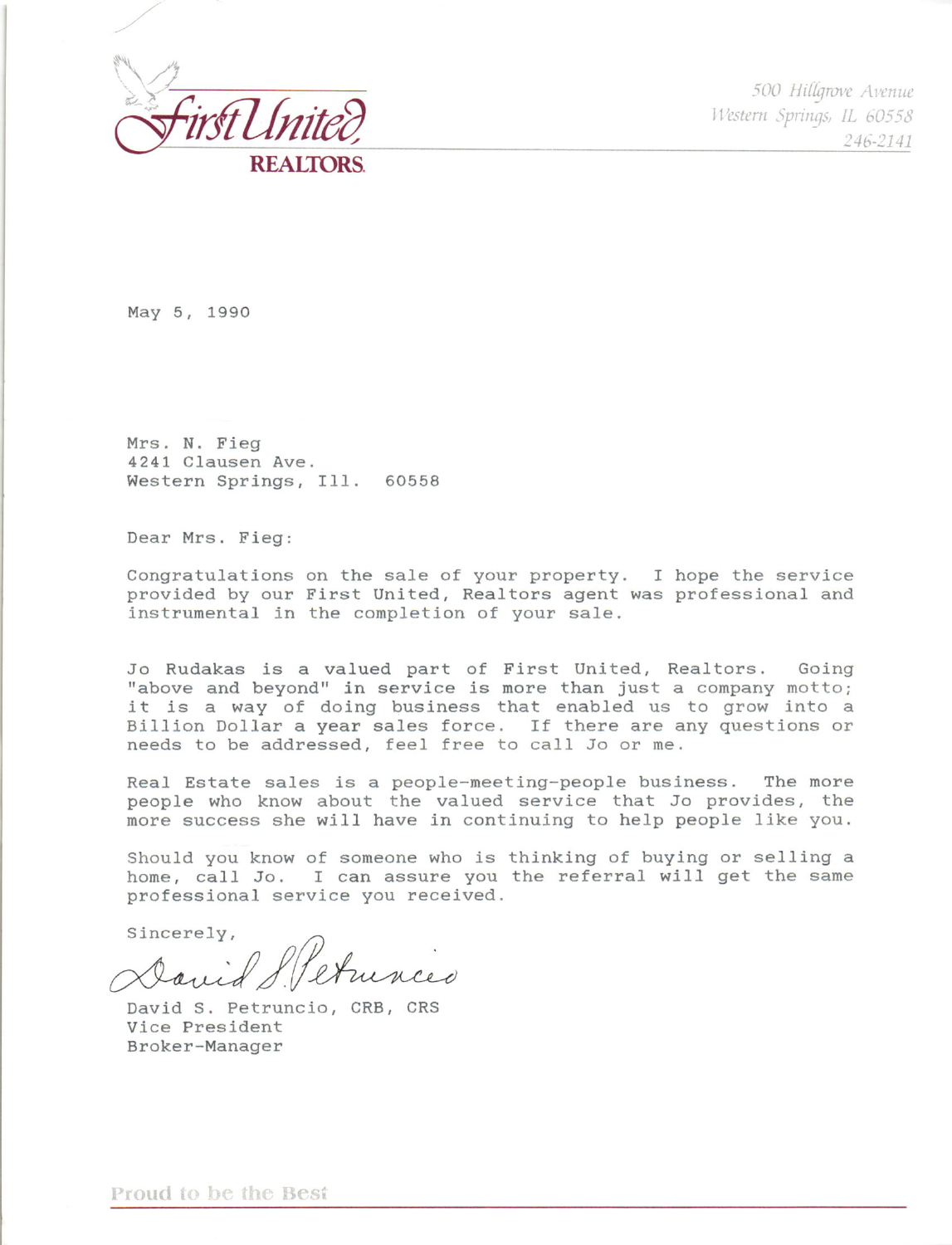First United

REALTORS

500 Hillgrove Avenue
Western Springs, IL 60558
246-2141

May 5, 1990

Mrs. N. Fieg
4241 Clausen Ave.
Western Springs, Ill. 60558

Dear Mrs. Fieg:

Congratulations on the sale of your property. I hope the service provided by our First United, Realtors agent was professional and instrumental in the completion of your sale.

Jo Rudakas is a valued part of First United, Realtors. Going "above and beyond" in service is more than just a company motto; it is a way of doing business that enabled us to grow into a Billion Dollar a year sales force. If there are any questions or needs to be addressed, feel free to call Jo or me.

Real Estate sales is a people-meeting-people business. The more people who know about the valued service that Jo provides, the more success she will have in continuing to help people like you.

Should you know of someone who is thinking of buying or selling a home, call Jo. I can assure you the referral will get the same professional service you received.

Sincerely,

David S. Petruncio

David S. Petruncio, CRB, CRS
Vice President
Broker-Manager

Proud to be the Best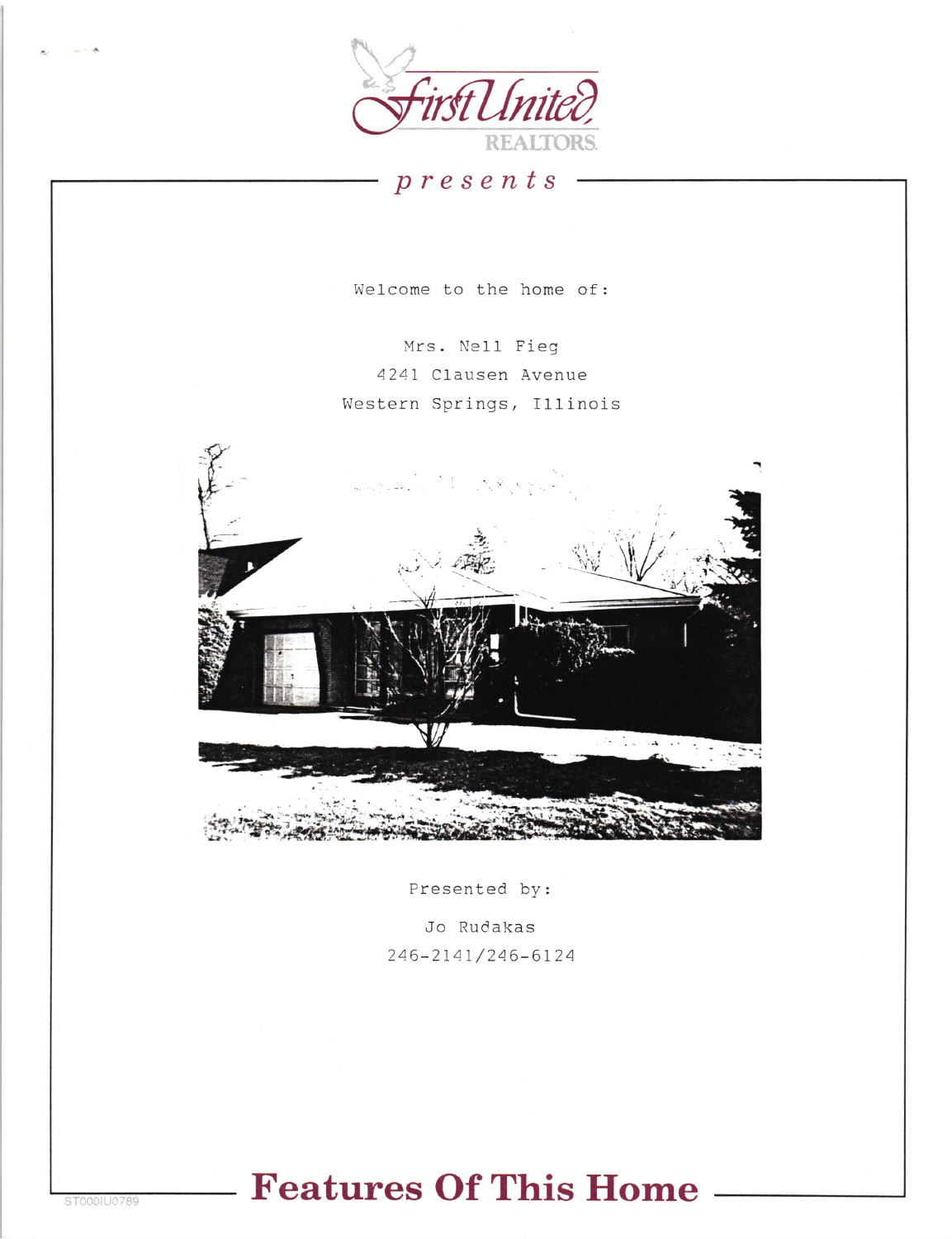First United REALTORS

*presents*

Welcome to the home of:

Mrs. Nell Fieg
4241 Clausen Avenue
Western Springs, Illinois

Presented by:

Jo Rudakas
246-2141/246-6124

# Features Of This Home

ST000IU0789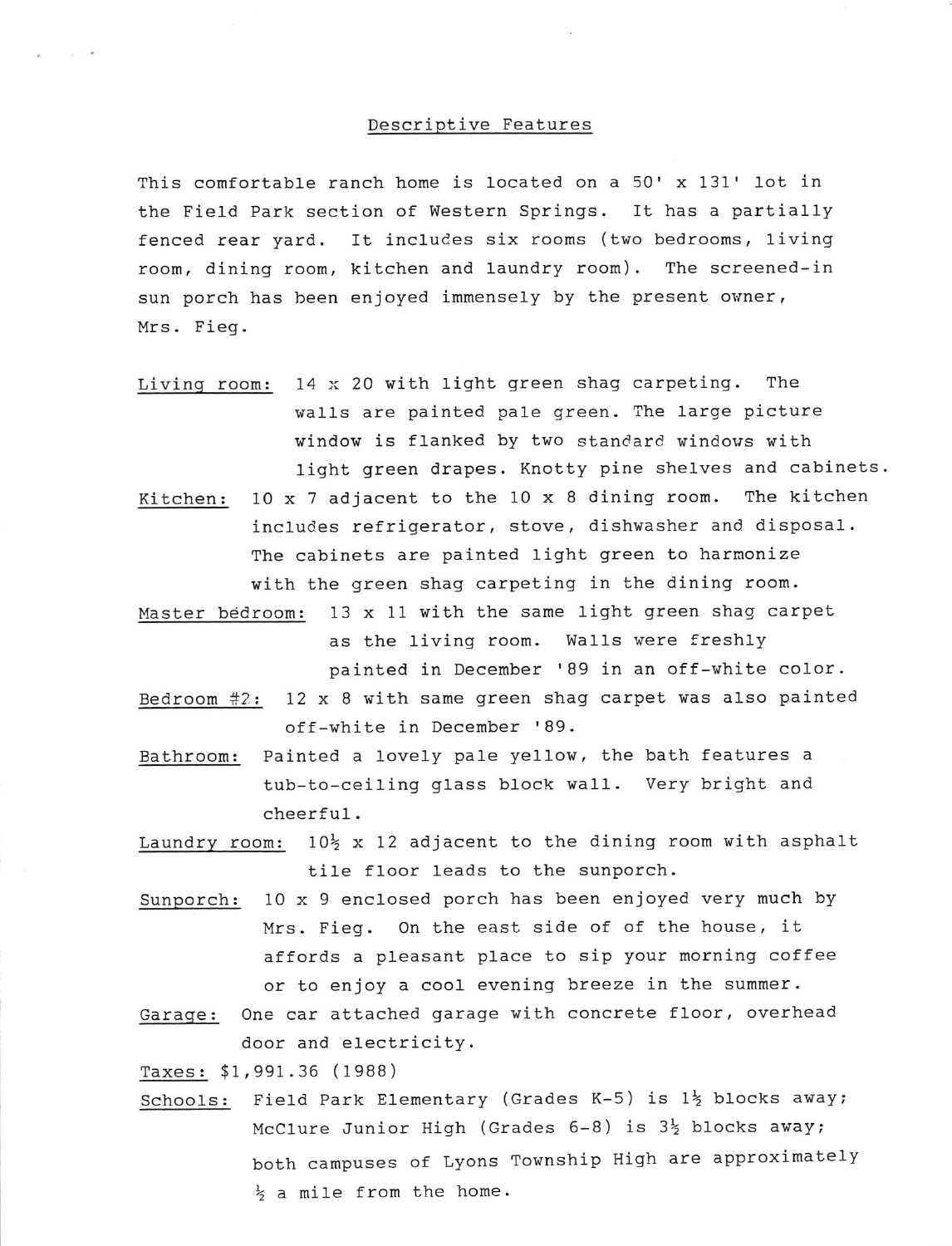## Descriptive Features

This comfortable ranch home is located on a 50' x 131' lot in the Field Park section of Western Springs. It has a partially fenced rear yard. It includes six rooms (two bedrooms, living room, dining room, kitchen and laundry room). The screened-in sun porch has been enjoyed immensely by the present owner, Mrs. Fieg.

Living room: 14 x 20 with light green shag carpeting. The walls are painted pale green. The large picture window is flanked by two standard windows with light green drapes. Knotty pine shelves and cabinets.

Kitchen: 10 x 7 adjacent to the 10 x 8 dining room. The kitchen includes refrigerator, stove, dishwasher and disposal. The cabinets are painted light green to harmonize with the green shag carpeting in the dining room.

Master bedroom: 13 x 11 with the same light green shag carpet as the living room. Walls were freshly painted in December '89 in an off-white color.

Bedroom #2: 12 x 8 with same green shag carpet was also painted off-white in December '89.

Bathroom: Painted a lovely pale yellow, the bath features a tub-to-ceiling glass block wall. Very bright and cheerful.

Laundry room: 10½ x 12 adjacent to the dining room with asphalt tile floor leads to the sunporch.

Sunporch: 10 x 9 enclosed porch has been enjoyed very much by Mrs. Fieg. On the east side of of the house, it affords a pleasant place to sip your morning coffee or to enjoy a cool evening breeze in the summer.

Garage: One car attached garage with concrete floor, overhead door and electricity.

Taxes: $1,991.36 (1988)

Schools: Field Park Elementary (Grades K-5) is 1½ blocks away; McClure Junior High (Grades 6-8) is 3½ blocks away; both campuses of Lyons Township High are approximately ½ a mile from the home.